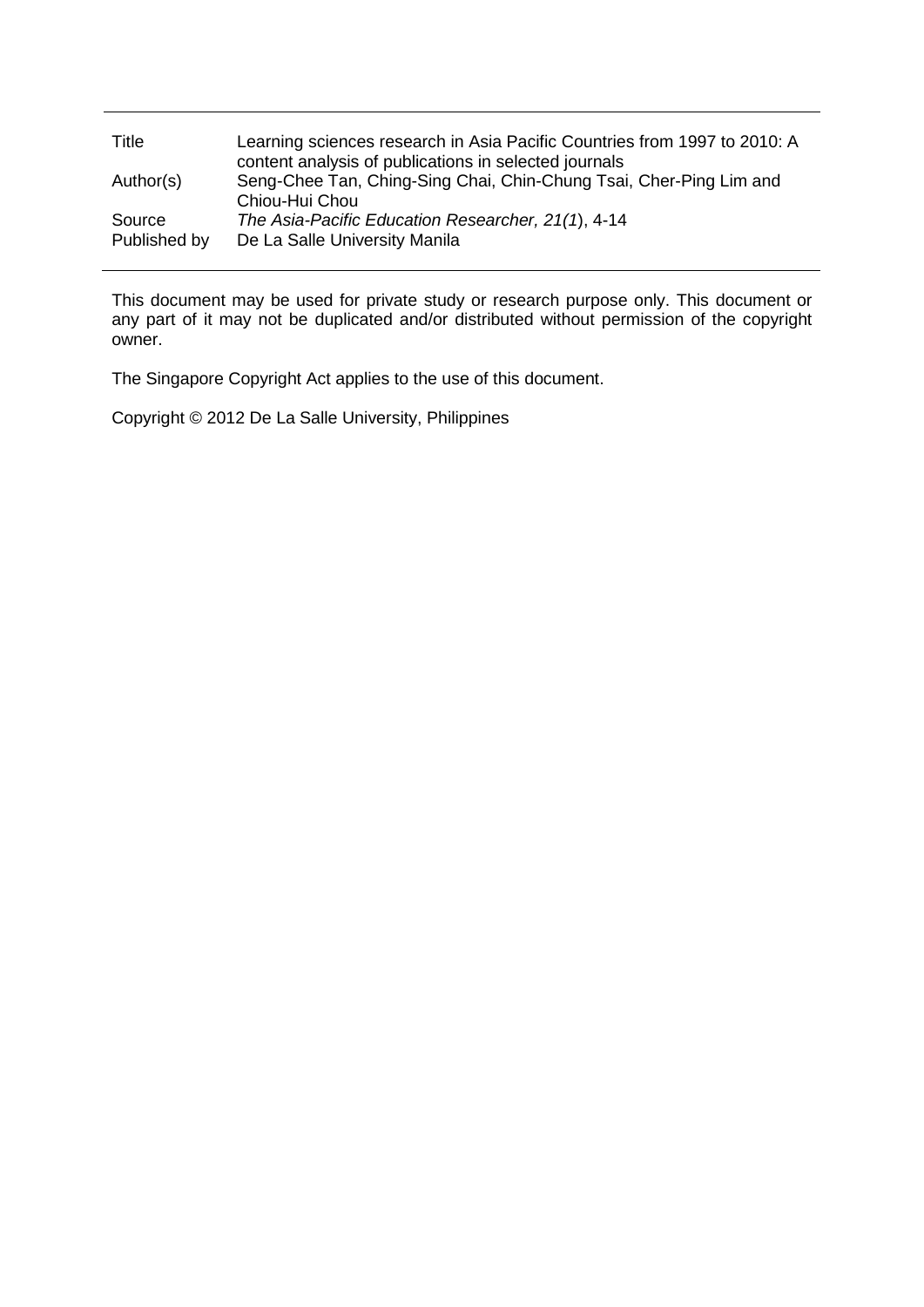| | |
|---|---|
| Title | Learning sciences research in Asia Pacific Countries from 1997 to 2010: A content analysis of publications in selected journals |
| Author(s) | Seng-Chee Tan, Ching-Sing Chai, Chin-Chung Tsai, Cher-Ping Lim and Chiou-Hui Chou |
| Source | *The Asia-Pacific Education Researcher, 21(1*), 4-14 |
| Published by | De La Salle University Manila |

This document may be used for private study or research purpose only. This document or any part of it may not be duplicated and/or distributed without permission of the copyright owner.

The Singapore Copyright Act applies to the use of this document.

Copyright © 2012 De La Salle University, Philippines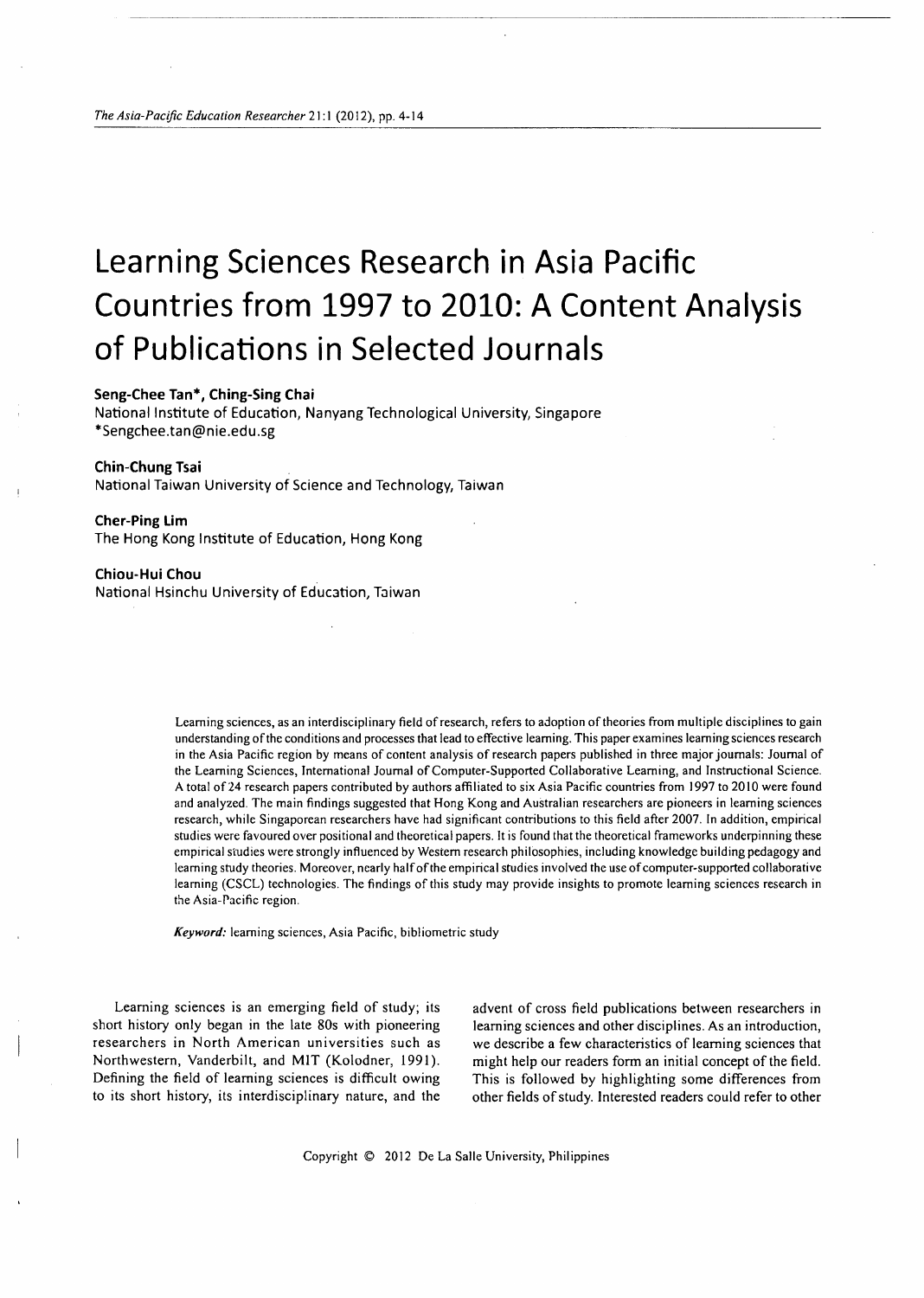# Learning Sciences Research in Asia Pacific Countries from 1997 to 2010: A Content Analysis of Publications in Selected Journals

**Seng-Chee Tan\*, Ching-Sing Chai**
National Institute of Education, Nanyang Technological University, Singapore
\*Sengchee.tan@nie.edu.sg

**Chin-Chung Tsai**
National Taiwan University of Science and Technology, Taiwan

**Cher-Ping Lim**
The Hong Kong Institute of Education, Hong Kong

**Chiou-Hui Chou**
National Hsinchu University of Education, Taiwan

Learning sciences, as an interdisciplinary field of research, refers to adoption of theories from multiple disciplines to gain understanding of the conditions and processes that lead to effective learning. This paper examines learning sciences research in the Asia Pacific region by means of content analysis of research papers published in three major journals: Journal of the Learning Sciences, International Journal of Computer-Supported Collaborative Learning, and Instructional Science. A total of 24 research papers contributed by authors affiliated to six Asia Pacific countries from 1997 to 2010 were found and analyzed. The main findings suggested that Hong Kong and Australian researchers are pioneers in learning sciences research, while Singaporean researchers have had significant contributions to this field after 2007. In addition, empirical studies were favoured over positional and theoretical papers. It is found that the theoretical frameworks underpinning these empirical studies were strongly influenced by Western research philosophies, including knowledge building pedagogy and learning study theories. Moreover, nearly half of the empirical studies involved the use of computer-supported collaborative learning (CSCL) technologies. The findings of this study may provide insights to promote learning sciences research in the Asia-Pacific region.

*Keyword:* learning sciences, Asia Pacific, bibliometric study

Learning sciences is an emerging field of study; its short history only began in the late 80s with pioneering researchers in North American universities such as Northwestern, Vanderbilt, and MIT (Kolodner, 1991). Defining the field of learning sciences is difficult owing to its short history, its interdisciplinary nature, and the advent of cross field publications between researchers in learning sciences and other disciplines. As an introduction, we describe a few characteristics of learning sciences that might help our readers form an initial concept of the field. This is followed by highlighting some differences from other fields of study. Interested readers could refer to other

Copyright © 2012 De La Salle University, Philippines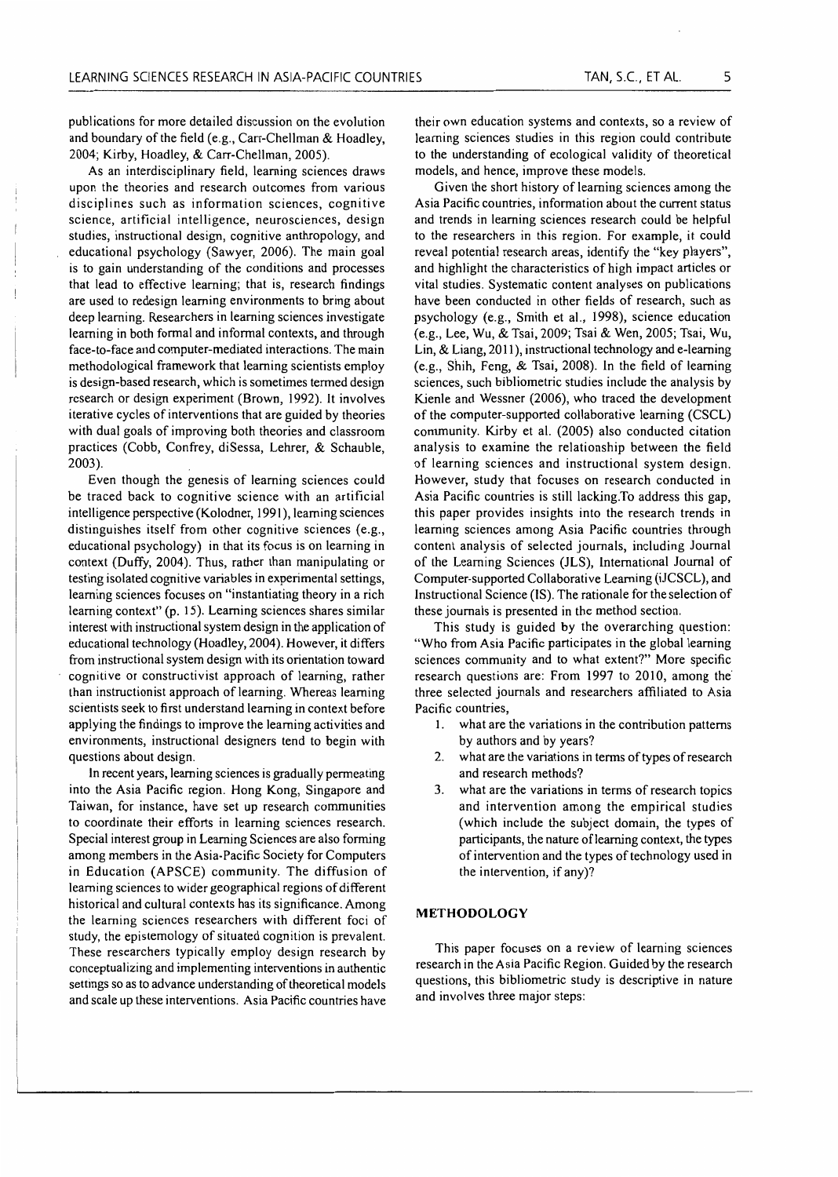publications for more detailed discussion on the evolution and boundary of the field (e.g., Carr-Chellman & Hoadley, 2004; Kirby, Hoadley, & Carr-Chellman, 2005).

As an interdisciplinary field, learning sciences draws upon the theories and research outcomes from various disciplines such as information sciences, cognitive science, artificial intelligence, neurosciences, design studies, instructional design, cognitive anthropology, and educational psychology (Sawyer, 2006). The main goal is to gain understanding of the conditions and processes that lead to effective learning; that is, research findings are used to redesign learning environments to bring about deep learning. Researchers in learning sciences investigate learning in both formal and informal contexts, and through face-to-face and computer-mediated interactions. The main methodological framework that learning scientists employ is design-based research, which is sometimes termed design research or design experiment (Brown, 1992). It involves iterative cycles of interventions that are guided by theories with dual goals of improving both theories and classroom practices (Cobb, Confrey, diSessa, Lehrer, & Schauble, 2003).

Even though the genesis of learning sciences could be traced back to cognitive science with an artificial intelligence perspective (Kolodner, 1991), learning sciences distinguishes itself from other cognitive sciences (e.g., educational psychology) in that its focus is on learning in context (Duffy, 2004). Thus, rather than manipulating or testing isolated cognitive variables in experimental settings, learning sciences focuses on "instantiating theory in a rich learning context" (p. 15). Learning sciences shares similar interest with instructional system design in the application of educational technology (Hoadley, 2004). However, it differs from instructional system design with its orientation toward cognitive or constructivist approach of learning, rather than instructionist approach of learning. Whereas learning scientists seek to first understand learning in context before applying the findings to improve the learning activities and environments, instructional designers tend to begin with questions about design.

In recent years, learning sciences is gradually permeating into the Asia Pacific region. Hong Kong, Singapore and Taiwan, for instance, have set up research communities to coordinate their efforts in learning sciences research. Special interest group in Learning Sciences are also forming among members in the Asia-Pacific Society for Computers in Education (APSCE) community. The diffusion of learning sciences to wider geographical regions of different historical and cultural contexts has its significance. Among the learning sciences researchers with different foci of study, the epistemology of situated cognition is prevalent. These researchers typically employ design research by conceptualizing and implementing interventions in authentic settings so as to advance understanding of theoretical models and scale up these interventions. Asia Pacific countries have their own education systems and contexts, so a review of learning sciences studies in this region could contribute to the understanding of ecological validity of theoretical models, and hence, improve these models.

Given the short history of learning sciences among the Asia Pacific countries, information about the current status and trends in learning sciences research could be helpful to the researchers in this region. For example, it could reveal potential research areas, identify the "key players", and highlight the characteristics of high impact articles or vital studies. Systematic content analyses on publications have been conducted in other fields of research, such as psychology (e.g., Smith et al., 1998), science education (e.g., Lee, Wu, & Tsai, 2009; Tsai & Wen, 2005; Tsai, Wu, Lin, & Liang, 2011), instructional technology and e-learning (e.g., Shih, Feng, & Tsai, 2008). In the field of learning sciences, such bibliometric studies include the analysis by Kienle and Wessner (2006), who traced the development of the computer-supported collaborative learning (CSCL) community. Kirby et al. (2005) also conducted citation analysis to examine the relationship between the field of learning sciences and instructional system design. However, study that focuses on research conducted in Asia Pacific countries is still lacking.To address this gap, this paper provides insights into the research trends in learning sciences among Asia Pacific countries through content analysis of selected journals, including Journal of the Learning Sciences (JLS), International Journal of Computer-supported Collaborative Learning (iJCSCL), and Instructional Science (IS). The rationale for the selection of these journals is presented in the method section.

This study is guided by the overarching question: "Who from Asia Pacific participates in the global learning sciences community and to what extent?" More specific research questions are: From 1997 to 2010, among the three selected journals and researchers affiliated to Asia Pacific countries,

1. what are the variations in the contribution patterns by authors and by years?
2. what are the variations in terms of types of research and research methods?
3. what are the variations in terms of research topics and intervention among the empirical studies (which include the subject domain, the types of participants, the nature of learning context, the types of intervention and the types of technology used in the intervention, if any)?

## METHODOLOGY

This paper focuses on a review of learning sciences research in the Asia Pacific Region. Guided by the research questions, this bibliometric study is descriptive in nature and involves three major steps: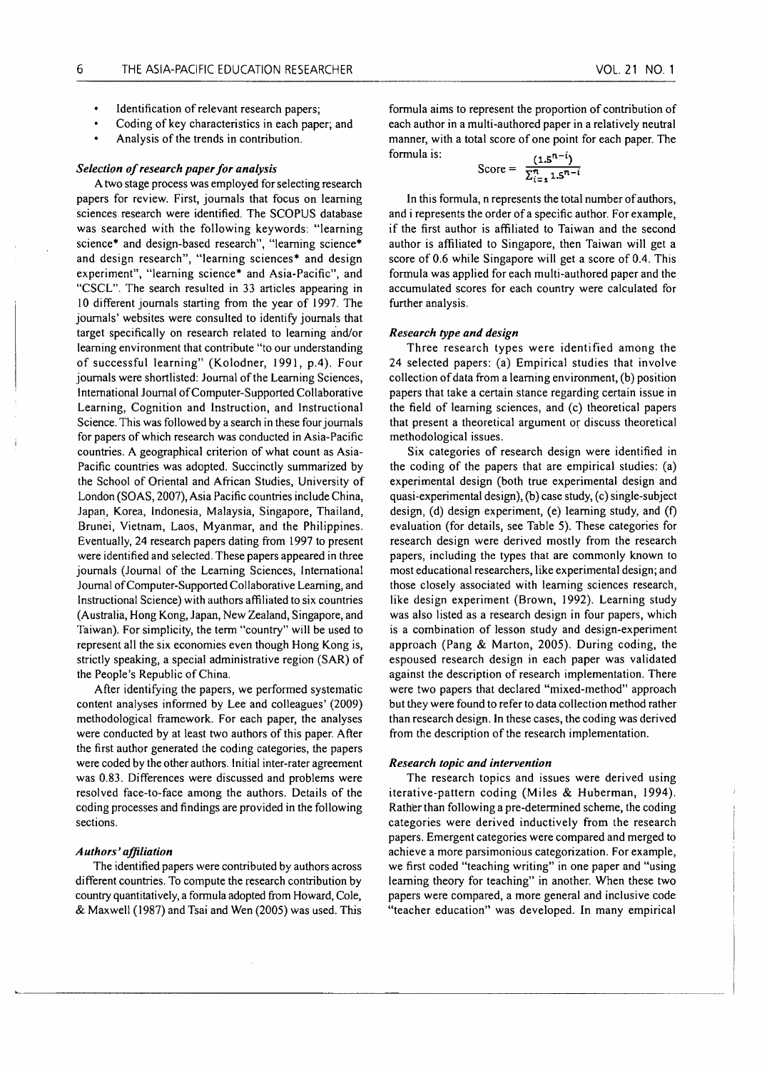- Identification of relevant research papers;
- Coding of key characteristics in each paper; and
- Analysis of the trends in contribution.

### *Selection of research paper for analysis*

A two stage process was employed for selecting research papers for review. First, journals that focus on learning sciences research were identified. The SCOPUS database was searched with the following keywords: "learning science* and design-based research", "learning science* and design research", "learning sciences* and design experiment", "learning science* and Asia-Pacific", and "CSCL". The search resulted in 33 articles appearing in 10 different journals starting from the year of 1997. The journals' websites were consulted to identify journals that target specifically on research related to learning and/or learning environment that contribute "to our understanding of successful learning" (Kolodner, 1991, p.4). Four journals were shortlisted: Journal of the Learning Sciences, International Journal of Computer-Supported Collaborative Learning, Cognition and Instruction, and Instructional Science. This was followed by a search in these four journals for papers of which research was conducted in Asia-Pacific countries. A geographical criterion of what count as Asia-Pacific countries was adopted. Succinctly summarized by the School of Oriental and African Studies, University of London (SOAS, 2007), Asia Pacific countries include China, Japan, Korea, Indonesia, Malaysia, Singapore, Thailand, Brunei, Vietnam, Laos, Myanmar, and the Philippines. Eventually, 24 research papers dating from 1997 to present were identified and selected. These papers appeared in three journals (Journal of the Learning Sciences, International Journal of Computer-Supported Collaborative Learning, and Instructional Science) with authors affiliated to six countries (Australia, Hong Kong, Japan, New Zealand, Singapore, and Taiwan). For simplicity, the term "country" will be used to represent all the six economies even though Hong Kong is, strictly speaking, a special administrative region (SAR) of the People's Republic of China.

After identifying the papers, we performed systematic content analyses informed by Lee and colleagues' (2009) methodological framework. For each paper, the analyses were conducted by at least two authors of this paper. After the first author generated the coding categories, the papers were coded by the other authors. Initial inter-rater agreement was 0.83. Differences were discussed and problems were resolved face-to-face among the authors. Details of the coding processes and findings are provided in the following sections.

### *Authors' affiliation*

The identified papers were contributed by authors across different countries. To compute the research contribution by country quantitatively, a formula adopted from Howard, Cole, & Maxwell (1987) and Tsai and Wen (2005) was used. This formula aims to represent the proportion of contribution of each author in a multi-authored paper in a relatively neutral manner, with a total score of one point for each paper. The formula is:

$$\text{Score} = \frac{(1.5^{n-i})}{\sum_{i=1}^{n} 1.5^{n-i}}$$

In this formula, n represents the total number of authors, and i represents the order of a specific author. For example, if the first author is affiliated to Taiwan and the second author is affiliated to Singapore, then Taiwan will get a score of 0.6 while Singapore will get a score of 0.4. This formula was applied for each multi-authored paper and the accumulated scores for each country were calculated for further analysis.

### *Research type and design*

Three research types were identified among the 24 selected papers: (a) Empirical studies that involve collection of data from a learning environment, (b) position papers that take a certain stance regarding certain issue in the field of learning sciences, and (c) theoretical papers that present a theoretical argument or discuss theoretical methodological issues.

Six categories of research design were identified in the coding of the papers that are empirical studies: (a) experimental design (both true experimental design and quasi-experimental design), (b) case study, (c) single-subject design, (d) design experiment, (e) learning study, and (f) evaluation (for details, see Table 5). These categories for research design were derived mostly from the research papers, including the types that are commonly known to most educational researchers, like experimental design; and those closely associated with learning sciences research, like design experiment (Brown, 1992). Learning study was also listed as a research design in four papers, which is a combination of lesson study and design-experiment approach (Pang & Marton, 2005). During coding, the espoused research design in each paper was validated against the description of research implementation. There were two papers that declared "mixed-method" approach but they were found to refer to data collection method rather than research design. In these cases, the coding was derived from the description of the research implementation.

### *Research topic and intervention*

The research topics and issues were derived using iterative-pattern coding (Miles & Huberman, 1994). Rather than following a pre-determined scheme, the coding categories were derived inductively from the research papers. Emergent categories were compared and merged to achieve a more parsimonious categorization. For example, we first coded "teaching writing" in one paper and "using learning theory for teaching" in another. When these two papers were compared, a more general and inclusive code "teacher education" was developed. In many empirical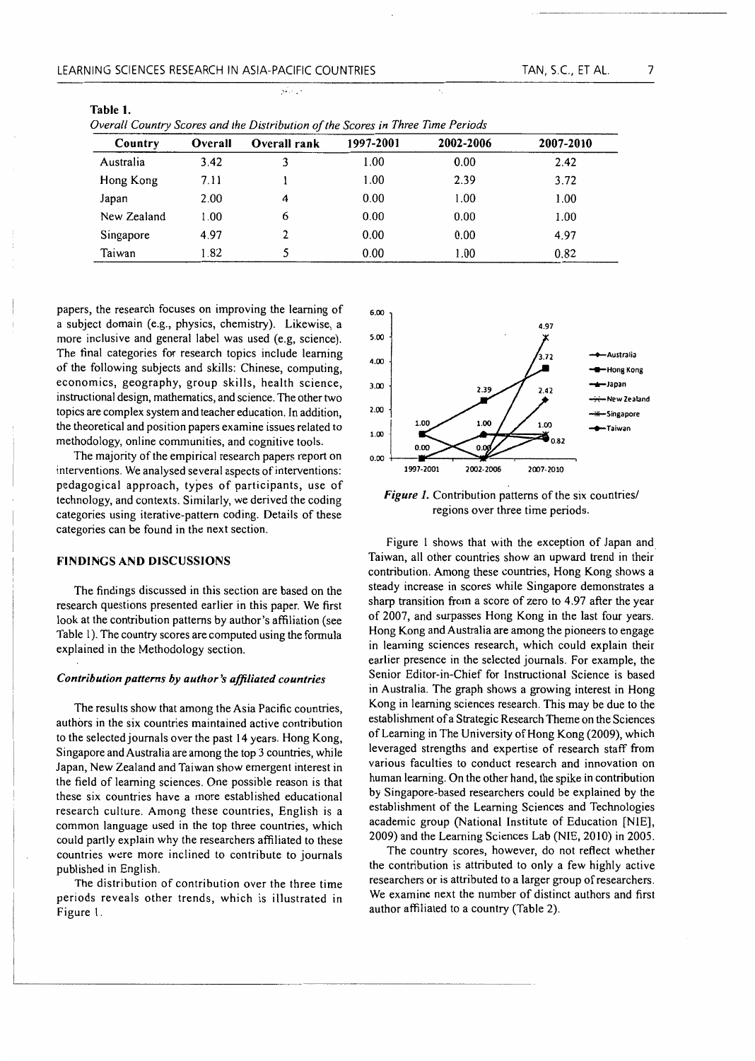**Table 1.**
*Overall Country Scores and the Distribution of the Scores in Three Time Periods*

| Country | Overall | Overall rank | 1997-2001 | 2002-2006 | 2007-2010 |
|---|---|---|---|---|---|
| Australia | 3.42 | 3 | 1.00 | 0.00 | 2.42 |
| Hong Kong | 7.11 | 1 | 1.00 | 2.39 | 3.72 |
| Japan | 2.00 | 4 | 0.00 | 1.00 | 1.00 |
| New Zealand | 1.00 | 6 | 0.00 | 0.00 | 1.00 |
| Singapore | 4.97 | 2 | 0.00 | 0.00 | 4.97 |
| Taiwan | 1.82 | 5 | 0.00 | 1.00 | 0.82 |

papers, the research focuses on improving the learning of a subject domain (e.g., physics, chemistry). Likewise, a more inclusive and general label was used (e.g, science). The final categories for research topics include learning of the following subjects and skills: Chinese, computing, economics, geography, group skills, health science, instructional design, mathematics, and science. The other two topics are complex system and teacher education. In addition, the theoretical and position papers examine issues related to methodology, online communities, and cognitive tools.

The majority of the empirical research papers report on interventions. We analysed several aspects of interventions: pedagogical approach, types of participants, use of technology, and contexts. Similarly, we derived the coding categories using iterative-pattern coding. Details of these categories can be found in the next section.

## FINDINGS AND DISCUSSIONS

The findings discussed in this section are based on the research questions presented earlier in this paper. We first look at the contribution patterns by author's affiliation (see Table 1). The country scores are computed using the formula explained in the Methodology section.

### *Contribution patterns by author's affiliated countries*

The results show that among the Asia Pacific countries, authors in the six countries maintained active contribution to the selected journals over the past 14 years. Hong Kong, Singapore and Australia are among the top 3 countries, while Japan, New Zealand and Taiwan show emergent interest in the field of learning sciences. One possible reason is that these six countries have a more established educational research culture. Among these countries, English is a common language used in the top three countries, which could partly explain why the researchers affiliated to these countries were more inclined to contribute to journals published in English.

The distribution of contribution over the three time periods reveals other trends, which is illustrated in Figure 1.

*Figure 1.* Contribution patterns of the six countries/ regions over three time periods.

Figure 1 shows that with the exception of Japan and Taiwan, all other countries show an upward trend in their contribution. Among these countries, Hong Kong shows a steady increase in scores while Singapore demonstrates a sharp transition from a score of zero to 4.97 after the year of 2007, and surpasses Hong Kong in the last four years. Hong Kong and Australia are among the pioneers to engage in learning sciences research, which could explain their earlier presence in the selected journals. For example, the Senior Editor-in-Chief for Instructional Science is based in Australia. The graph shows a growing interest in Hong Kong in learning sciences research. This may be due to the establishment of a Strategic Research Theme on the Sciences of Learning in The University of Hong Kong (2009), which leveraged strengths and expertise of research staff from various faculties to conduct research and innovation on human learning. On the other hand, the spike in contribution by Singapore-based researchers could be explained by the establishment of the Learning Sciences and Technologies academic group (National Institute of Education [NIE], 2009) and the Learning Sciences Lab (NIE, 2010) in 2005.

The country scores, however, do not reflect whether the contribution is attributed to only a few highly active researchers or is attributed to a larger group of researchers. We examine next the number of distinct authors and first author affiliated to a country (Table 2).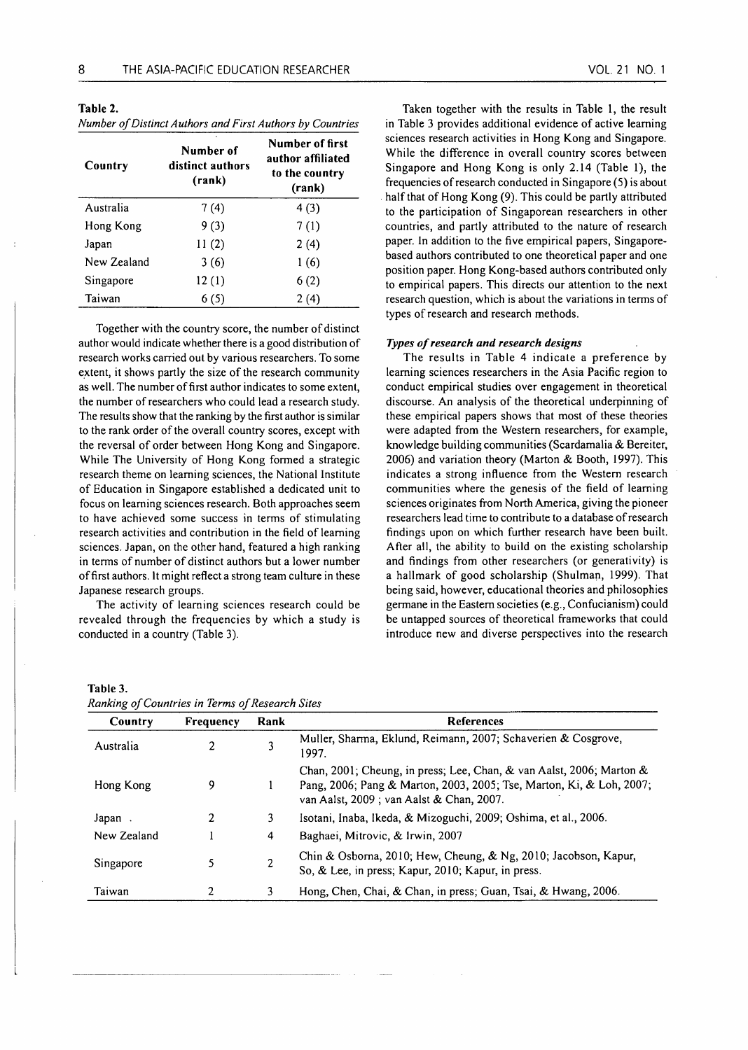**Table 2.**
*Number of Distinct Authors and First Authors by Countries*

| Country | Number of distinct authors (rank) | Number of first author affiliated to the country (rank) |
|---|---|---|
| Australia | 7 (4) | 4 (3) |
| Hong Kong | 9 (3) | 7 (1) |
| Japan | 11 (2) | 2 (4) |
| New Zealand | 3 (6) | 1 (6) |
| Singapore | 12 (1) | 6 (2) |
| Taiwan | 6 (5) | 2 (4) |

Together with the country score, the number of distinct author would indicate whether there is a good distribution of research works carried out by various researchers. To some extent, it shows partly the size of the research community as well. The number of first author indicates to some extent, the number of researchers who could lead a research study. The results show that the ranking by the first author is similar to the rank order of the overall country scores, except with the reversal of order between Hong Kong and Singapore. While The University of Hong Kong formed a strategic research theme on learning sciences, the National Institute of Education in Singapore established a dedicated unit to focus on learning sciences research. Both approaches seem to have achieved some success in terms of stimulating research activities and contribution in the field of learning sciences. Japan, on the other hand, featured a high ranking in terms of number of distinct authors but a lower number of first authors. It might reflect a strong team culture in these Japanese research groups.

The activity of learning sciences research could be revealed through the frequencies by which a study is conducted in a country (Table 3).

Taken together with the results in Table 1, the result in Table 3 provides additional evidence of active learning sciences research activities in Hong Kong and Singapore. While the difference in overall country scores between Singapore and Hong Kong is only 2.14 (Table 1), the frequencies of research conducted in Singapore (5) is about half that of Hong Kong (9). This could be partly attributed to the participation of Singaporean researchers in other countries, and partly attributed to the nature of research paper. In addition to the five empirical papers, Singapore-based authors contributed to one theoretical paper and one position paper. Hong Kong-based authors contributed only to empirical papers. This directs our attention to the next research question, which is about the variations in terms of types of research and research methods.

### *Types of research and research designs*

The results in Table 4 indicate a preference by learning sciences researchers in the Asia Pacific region to conduct empirical studies over engagement in theoretical discourse. An analysis of the theoretical underpinning of these empirical papers shows that most of these theories were adapted from the Western researchers, for example, knowledge building communities (Scardamalia & Bereiter, 2006) and variation theory (Marton & Booth, 1997). This indicates a strong influence from the Western research communities where the genesis of the field of learning sciences originates from North America, giving the pioneer researchers lead time to contribute to a database of research findings upon on which further research have been built. After all, the ability to build on the existing scholarship and findings from other researchers (or generativity) is a hallmark of good scholarship (Shulman, 1999). That being said, however, educational theories and philosophies germane in the Eastern societies (e.g., Confucianism) could be untapped sources of theoretical frameworks that could introduce new and diverse perspectives into the research

**Table 3.**
*Ranking of Countries in Terms of Research Sites*

| Country | Frequency | Rank | References |
|---|---|---|---|
| Australia | 2 | 3 | Muller, Sharma, Eklund, Reimann, 2007; Schaverien & Cosgrove, 1997. |
| Hong Kong | 9 | 1 | Chan, 2001; Cheung, in press; Lee, Chan, & van Aalst, 2006; Marton & Pang, 2006; Pang & Marton, 2003, 2005; Tse, Marton, Ki, & Loh, 2007; van Aalst, 2009 ; van Aalst & Chan, 2007. |
| Japan | 2 | 3 | Isotani, Inaba, Ikeda, & Mizoguchi, 2009; Oshima, et al., 2006. |
| New Zealand | 1 | 4 | Baghaei, Mitrovic, & Irwin, 2007 |
| Singapore | 5 | 2 | Chin & Osborna, 2010; Hew, Cheung, & Ng, 2010; Jacobson, Kapur, So, & Lee, in press; Kapur, 2010; Kapur, in press. |
| Taiwan | 2 | 3 | Hong, Chen, Chai, & Chan, in press; Guan, Tsai, & Hwang, 2006. |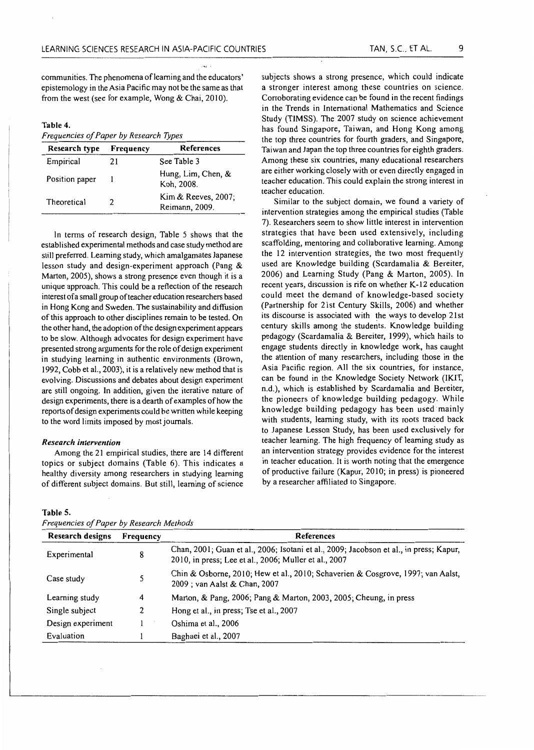communities. The phenomena of learning and the educators' epistemology in the Asia Pacific may not be the same as that from the west (see for example, Wong & Chai, 2010).

**Table 4.**
*Frequencies of Paper by Research Types*

| Research type | Frequency | References |
|---|---|---|
| Empirical | 21 | See Table 3 |
| Position paper | 1 | Hung, Lim, Chen, & Koh, 2008. |
| Theoretical | 2 | Kim & Reeves, 2007; Reimann, 2009. |

In terms of research design, Table 5 shows that the established experimental methods and case study method are still preferred. Learning study, which amalgamates Japanese lesson study and design-experiment approach (Pang & Marton, 2005), shows a strong presence even though it is a unique approach. This could be a reflection of the research interest of a small group of teacher education researchers based in Hong Kong and Sweden. The sustainability and diffusion of this approach to other disciplines remain to be tested. On the other hand, the adoption of the design experiment appears to be slow. Although advocates for design experiment have presented strong arguments for the role of design experiment in studying learning in authentic environments (Brown, 1992, Cobb et al., 2003), it is a relatively new method that is evolving. Discussions and debates about design experiment are still ongoing. In addition, given the iterative nature of design experiments, there is a dearth of examples of how the reports of design experiments could be written while keeping to the word limits imposed by most journals.

### *Research intervention*

Among the 21 empirical studies, there are 14 different topics or subject domains (Table 6). This indicates a healthy diversity among researchers in studying learning of different subject domains. But still, learning of science subjects shows a strong presence, which could indicate a stronger interest among these countries on science. Corroborating evidence can be found in the recent findings in the Trends in International Mathematics and Science Study (TIMSS). The 2007 study on science achievement has found Singapore, Taiwan, and Hong Kong among the top three countries for fourth graders, and Singapore, Taiwan and Japan the top three countries for eighth graders. Among these six countries, many educational researchers are either working closely with or even directly engaged in teacher education. This could explain the strong interest in teacher education.

Similar to the subject domain, we found a variety of intervention strategies among the empirical studies (Table 7). Researchers seem to show little interest in intervention strategies that have been used extensively, including scaffolding, mentoring and collaborative learning. Among the 12 intervention strategies, the two most frequently used are Knowledge building (Scardamalia & Bereiter, 2006) and Learning Study (Pang & Marton, 2005). In recent years, discussion is rife on whether K-12 education could meet the demand of knowledge-based society (Partnership for 21st Century Skills, 2006) and whether its discourse is associated with the ways to develop 21st century skills among the students. Knowledge building pedagogy (Scardamalia & Bereiter, 1999), which hails to engage students directly in knowledge work, has caught the attention of many researchers, including those in the Asia Pacific region. All the six countries, for instance, can be found in the Knowledge Society Network (IKIT, n.d.), which is established by Scardamalia and Bereiter, the pioneers of knowledge building pedagogy. While knowledge building pedagogy has been used mainly with students, learning study, with its roots traced back to Japanese Lesson Study, has been used exclusively for teacher learning. The high frequency of learning study as an intervention strategy provides evidence for the interest in teacher education. It is worth noting that the emergence of productive failure (Kapur, 2010; in press) is pioneered by a researcher affiliated to Singapore.

**Table 5.**
*Frequencies of Paper by Research Methods*

| Research designs | Frequency | References |
|---|---|---|
| Experimental | 8 | Chan, 2001; Guan et al., 2006; Isotani et al., 2009; Jacobson et al., in press; Kapur, 2010, in press; Lee et al., 2006; Muller et al., 2007 |
| Case study | 5 | Chin & Osborne, 2010; Hew et al., 2010; Schaverien & Cosgrove, 1997; van Aalst, 2009 ; van Aalst & Chan, 2007 |
| Learning study | 4 | Marton, & Pang, 2006; Pang & Marton, 2003, 2005; Cheung, in press |
| Single subject | 2 | Hong et al., in press; Tse et al., 2007 |
| Design experiment | 1 | Oshima et al., 2006 |
| Evaluation | 1 | Baghaei et al., 2007 |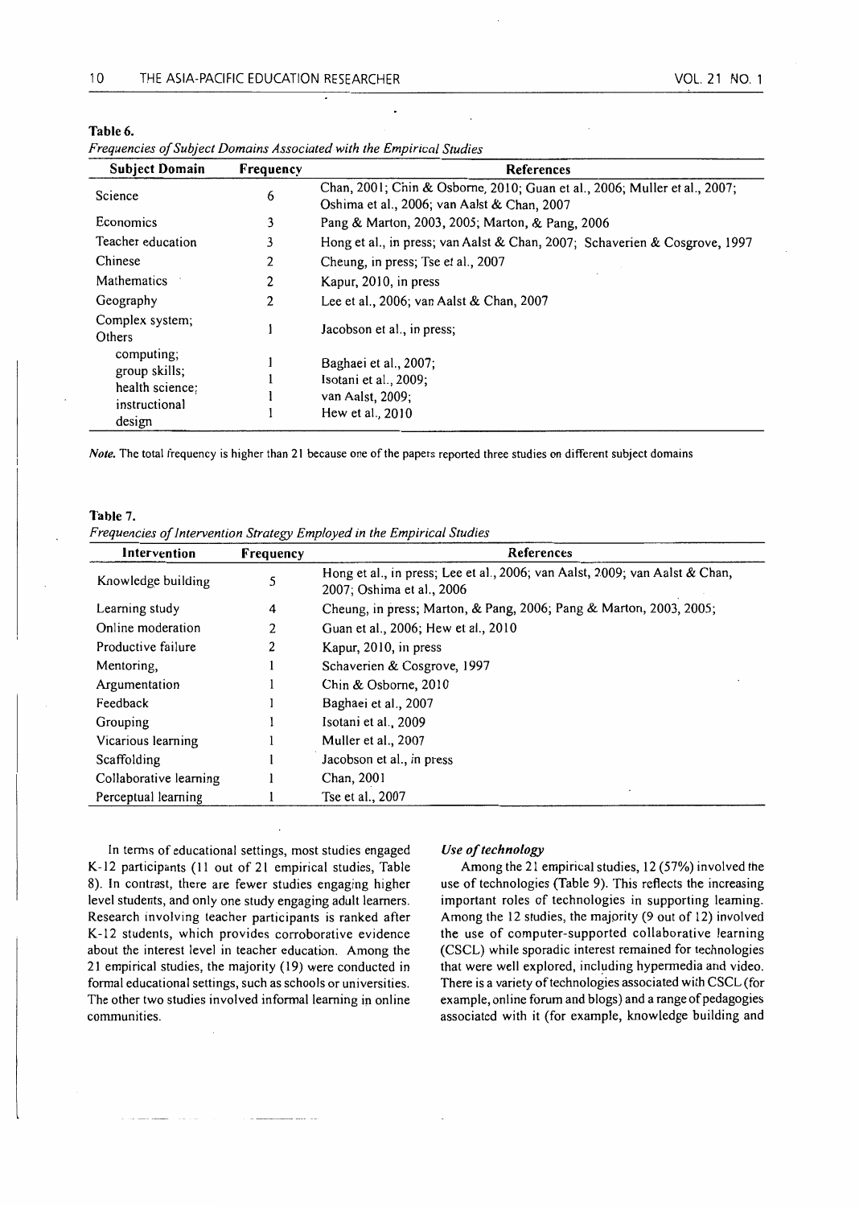**Table 6.**

*Frequencies of Subject Domains Associated with the Empirical Studies*

| Subject Domain | Frequency | References |
|---|---|---|
| Science | 6 | Chan, 2001; Chin & Osborne, 2010; Guan et al., 2006; Muller et al., 2007; Oshima et al., 2006; van Aalst & Chan, 2007 |
| Economics | 3 | Pang & Marton, 2003, 2005; Marton, & Pang, 2006 |
| Teacher education | 3 | Hong et al., in press; van Aalst & Chan, 2007; Schaverien & Cosgrove, 1997 |
| Chinese | 2 | Cheung, in press; Tse et al., 2007 |
| Mathematics | 2 | Kapur, 2010, in press |
| Geography | 2 | Lee et al., 2006; van Aalst & Chan, 2007 |
| Complex system; | 1 | Jacobson et al., in press; |
| Others | | |
| computing; | 1 | Baghaei et al., 2007; |
| group skills; | 1 | Isotani et al., 2009; |
| health science; | 1 | van Aalst, 2009; |
| instructional design | 1 | Hew et al., 2010 |

*Note.* The total frequency is higher than 21 because one of the papers reported three studies on different subject domains

**Table 7.**

*Frequencies of Intervention Strategy Employed in the Empirical Studies*

| Intervention | Frequency | References |
|---|---|---|
| Knowledge building | 5 | Hong et al., in press; Lee et al., 2006; van Aalst, 2009; van Aalst & Chan, 2007; Oshima et al., 2006 |
| Learning study | 4 | Cheung, in press; Marton & Pang, 2006; Pang & Marton, 2003, 2005; |
| Online moderation | 2 | Guan et al., 2006; Hew et al., 2010 |
| Productive failure | 2 | Kapur, 2010, in press |
| Mentoring, | 1 | Schaverien & Cosgrove, 1997 |
| Argumentation | 1 | Chin & Osborne, 2010 |
| Feedback | 1 | Baghaei et al., 2007 |
| Grouping | 1 | Isotani et al., 2009 |
| Vicarious learning | 1 | Muller et al., 2007 |
| Scaffolding | 1 | Jacobson et al., in press |
| Collaborative learning | 1 | Chan, 2001 |
| Perceptual learning | 1 | Tse et al., 2007 |

In terms of educational settings, most studies engaged K-12 participants (11 out of 21 empirical studies, Table 8). In contrast, there are fewer studies engaging higher level students, and only one study engaging adult learners. Research involving teacher participants is ranked after K-12 students, which provides corroborative evidence about the interest level in teacher education. Among the 21 empirical studies, the majority (19) were conducted in formal educational settings, such as schools or universities. The other two studies involved informal learning in online communities.

### *Use of technology*

Among the 21 empirical studies, 12 (57%) involved the use of technologies (Table 9). This reflects the increasing important roles of technologies in supporting learning. Among the 12 studies, the majority (9 out of 12) involved the use of computer-supported collaborative learning (CSCL) while sporadic interest remained for technologies that were well explored, including hypermedia and video. There is a variety of technologies associated with CSCL (for example, online forum and blogs) and a range of pedagogies associated with it (for example, knowledge building and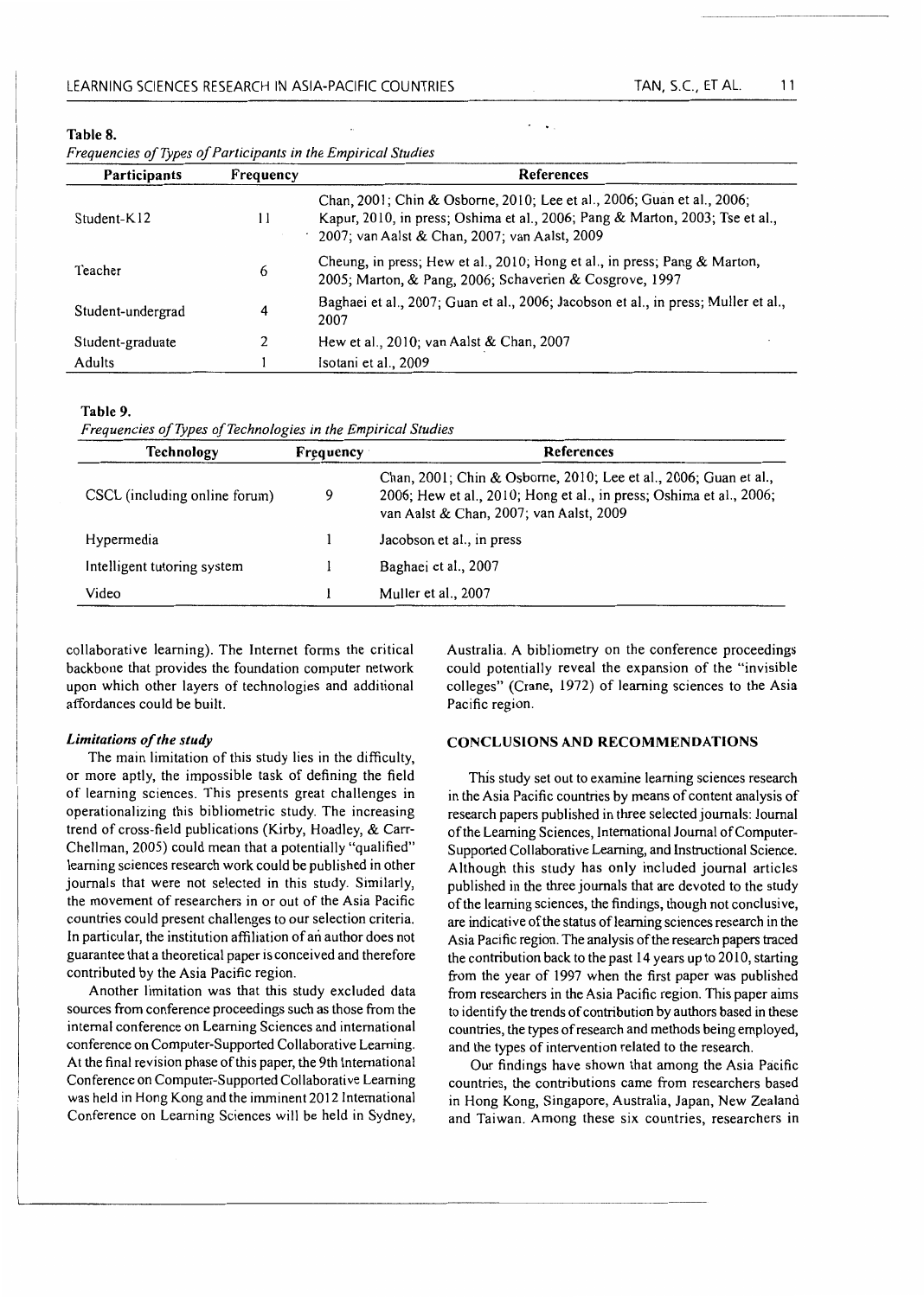**Table 8.**

*Frequencies of Types of Participants in the Empirical Studies*

| Participants | Frequency | References |
|---|---|---|
| Student-K12 | 11 | Chan, 2001; Chin & Osborne, 2010; Lee et al., 2006; Guan et al., 2006; Kapur, 2010, in press; Oshima et al., 2006; Pang & Marton, 2003; Tse et al., 2007; van Aalst & Chan, 2007; van Aalst, 2009 |
| Teacher | 6 | Cheung, in press; Hew et al., 2010; Hong et al., in press; Pang & Marton, 2005; Marton, & Pang, 2006; Schaverien & Cosgrove, 1997 |
| Student-undergrad | 4 | Baghaei et al., 2007; Guan et al., 2006; Jacobson et al., in press; Muller et al., 2007 |
| Student-graduate | 2 | Hew et al., 2010; van Aalst & Chan, 2007 |
| Adults | 1 | Isotani et al., 2009 |

**Table 9.**

*Frequencies of Types of Technologies in the Empirical Studies*

| Technology | Frequency | References |
|---|---|---|
| CSCL (including online forum) | 9 | Chan, 2001; Chin & Osborne, 2010; Lee et al., 2006; Guan et al., 2006; Hew et al., 2010; Hong et al., in press; Oshima et al., 2006; van Aalst & Chan, 2007; van Aalst, 2009 |
| Hypermedia | 1 | Jacobson et al., in press |
| Intelligent tutoring system | 1 | Baghaei et al., 2007 |
| Video | 1 | Muller et al., 2007 |

collaborative learning). The Internet forms the critical backbone that provides the foundation computer network upon which other layers of technologies and additional affordances could be built.

### *Limitations of the study*

The main limitation of this study lies in the difficulty, or more aptly, the impossible task of defining the field of learning sciences. This presents great challenges in operationalizing this bibliometric study. The increasing trend of cross-field publications (Kirby, Hoadley, & Carr-Chellman, 2005) could mean that a potentially "qualified" learning sciences research work could be published in other journals that were not selected in this study. Similarly, the movement of researchers in or out of the Asia Pacific countries could present challenges to our selection criteria. In particular, the institution affiliation of an author does not guarantee that a theoretical paper is conceived and therefore contributed by the Asia Pacific region.

Another limitation was that this study excluded data sources from conference proceedings such as those from the internal conference on Learning Sciences and international conference on Computer-Supported Collaborative Learning. At the final revision phase of this paper, the 9th International Conference on Computer-Supported Collaborative Learning was held in Hong Kong and the imminent 2012 International Conference on Learning Sciences will be held in Sydney, Australia. A bibliometry on the conference proceedings could potentially reveal the expansion of the "invisible colleges" (Crane, 1972) of learning sciences to the Asia Pacific region.

## CONCLUSIONS AND RECOMMENDATIONS

This study set out to examine learning sciences research in the Asia Pacific countries by means of content analysis of research papers published in three selected journals: Journal of the Learning Sciences, International Journal of Computer-Supported Collaborative Learning, and Instructional Science. Although this study has only included journal articles published in the three journals that are devoted to the study of the learning sciences, the findings, though not conclusive, are indicative of the status of learning sciences research in the Asia Pacific region. The analysis of the research papers traced the contribution back to the past 14 years up to 2010, starting from the year of 1997 when the first paper was published from researchers in the Asia Pacific region. This paper aims to identify the trends of contribution by authors based in these countries, the types of research and methods being employed, and the types of intervention related to the research.

Our findings have shown that among the Asia Pacific countries, the contributions came from researchers based in Hong Kong, Singapore, Australia, Japan, New Zealand and Taiwan. Among these six countries, researchers in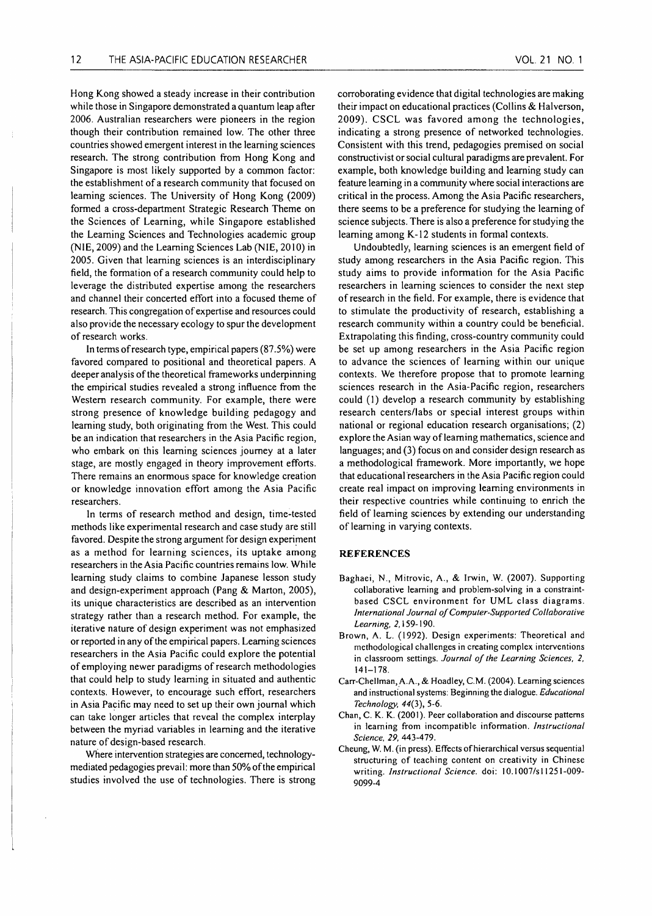Hong Kong showed a steady increase in their contribution while those in Singapore demonstrated a quantum leap after 2006. Australian researchers were pioneers in the region though their contribution remained low. The other three countries showed emergent interest in the learning sciences research. The strong contribution from Hong Kong and Singapore is most likely supported by a common factor: the establishment of a research community that focused on learning sciences. The University of Hong Kong (2009) formed a cross-department Strategic Research Theme on the Sciences of Learning, while Singapore established the Learning Sciences and Technologies academic group (NIE, 2009) and the Learning Sciences Lab (NIE, 2010) in 2005. Given that learning sciences is an interdisciplinary field, the formation of a research community could help to leverage the distributed expertise among the researchers and channel their concerted effort into a focused theme of research. This congregation of expertise and resources could also provide the necessary ecology to spur the development of research works.

In terms of research type, empirical papers (87.5%) were favored compared to positional and theoretical papers. A deeper analysis of the theoretical frameworks underpinning the empirical studies revealed a strong influence from the Western research community. For example, there were strong presence of knowledge building pedagogy and learning study, both originating from the West. This could be an indication that researchers in the Asia Pacific region, who embark on this learning sciences journey at a later stage, are mostly engaged in theory improvement efforts. There remains an enormous space for knowledge creation or knowledge innovation effort among the Asia Pacific researchers.

In terms of research method and design, time-tested methods like experimental research and case study are still favored. Despite the strong argument for design experiment as a method for learning sciences, its uptake among researchers in the Asia Pacific countries remains low. While learning study claims to combine Japanese lesson study and design-experiment approach (Pang & Marton, 2005), its unique characteristics are described as an intervention strategy rather than a research method. For example, the iterative nature of design experiment was not emphasized or reported in any of the empirical papers. Learning sciences researchers in the Asia Pacific could explore the potential of employing newer paradigms of research methodologies that could help to study learning in situated and authentic contexts. However, to encourage such effort, researchers in Asia Pacific may need to set up their own journal which can take longer articles that reveal the complex interplay between the myriad variables in learning and the iterative nature of design-based research.

Where intervention strategies are concerned, technology-mediated pedagogies prevail: more than 50% of the empirical studies involved the use of technologies. There is strong corroborating evidence that digital technologies are making their impact on educational practices (Collins & Halverson, 2009). CSCL was favored among the technologies, indicating a strong presence of networked technologies. Consistent with this trend, pedagogies premised on social constructivist or social cultural paradigms are prevalent. For example, both knowledge building and learning study can feature learning in a community where social interactions are critical in the process. Among the Asia Pacific researchers, there seems to be a preference for studying the learning of science subjects. There is also a preference for studying the learning among K-12 students in formal contexts.

Undoubtedly, learning sciences is an emergent field of study among researchers in the Asia Pacific region. This study aims to provide information for the Asia Pacific researchers in learning sciences to consider the next step of research in the field. For example, there is evidence that to stimulate the productivity of research, establishing a research community within a country could be beneficial. Extrapolating this finding, cross-country community could be set up among researchers in the Asia Pacific region to advance the sciences of learning within our unique contexts. We therefore propose that to promote learning sciences research in the Asia-Pacific region, researchers could (1) develop a research community by establishing research centers/labs or special interest groups within national or regional education research organisations; (2) explore the Asian way of learning mathematics, science and languages; and (3) focus on and consider design research as a methodological framework. More importantly, we hope that educational researchers in the Asia Pacific region could create real impact on improving learning environments in their respective countries while continuing to enrich the field of learning sciences by extending our understanding of learning in varying contexts.

## REFERENCES

- Baghaei, N., Mitrovic, A., & Irwin, W. (2007). Supporting collaborative learning and problem-solving in a constraint-based CSCL environment for UML class diagrams. *International Journal of Computer-Supported Collaborative Learning, 2*, 159-190.
- Brown, A. L. (1992). Design experiments: Theoretical and methodological challenges in creating complex interventions in classroom settings. *Journal of the Learning Sciences, 2*, 141–178.
- Carr-Chellman, A.A., & Hoadley, C.M. (2004). Learning sciences and instructional systems: Beginning the dialogue. *Educational Technology, 44*(3), 5-6.
- Chan, C. K. K. (2001). Peer collaboration and discourse patterns in learning from incompatible information. *Instructional Science, 29*, 443-479.
- Cheung, W. M. (in press). Effects of hierarchical versus sequential structuring of teaching content on creativity in Chinese writing. *Instructional Science*. doi: 10.1007/s11251-009-9099-4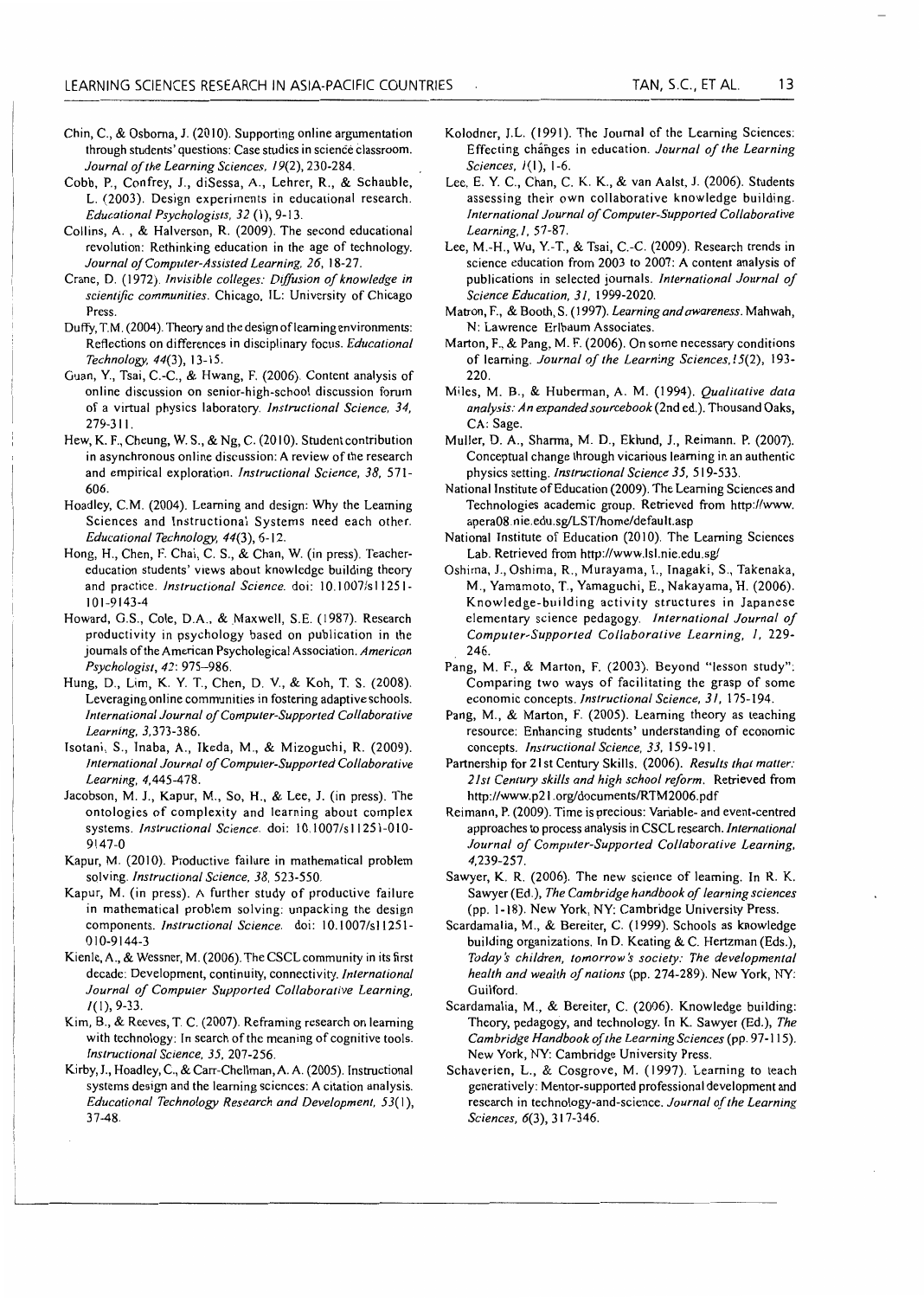Chin, C., & Osborna, J. (2010). Supporting online argumentation through students' questions: Case studies in science classroom. *Journal of the Learning Sciences, 19*(2), 230-284.

Cobb, P., Confrey, J., diSessa, A., Lehrer, R., & Schauble, L. (2003). Design experiments in educational research. *Educational Psychologists, 32* (1), 9-13.

Collins, A. , & Halverson, R. (2009). The second educational revolution: Rethinking education in the age of technology. *Journal of Computer-Assisted Learning, 26*, 18-27.

Crane, D. (1972). *Invisible colleges: Diffusion of knowledge in scientific communities*. Chicago, IL: University of Chicago Press.

Duffy, T.M. (2004). Theory and the design of learning environments: Reflections on differences in disciplinary focus. *Educational Technology, 44*(3), 13-15.

Guan, Y., Tsai, C.-C., & Hwang, F. (2006). Content analysis of online discussion on senior-high-school discussion forum of a virtual physics laboratory. *Instructional Science, 34*, 279-311.

Hew, K. F., Cheung, W. S., & Ng, C. (2010). Student contribution in asynchronous online discussion: A review of the research and empirical exploration. *Instructional Science, 38*, 571-606.

Hoadley, C.M. (2004). Learning and design: Why the Learning Sciences and Instructional Systems need each other. *Educational Technology, 44*(3), 6-12.

Hong, H., Chen, F. Chai, C. S., & Chan, W. (in press). Teacher-education students' views about knowledge building theory and practice. *Instructional Science*. doi: 10.1007/s11251-101-9143-4

Howard, G.S., Cole, D.A., & Maxwell, S.E. (1987). Research productivity in psychology based on publication in the journals of the American Psychological Association. *American Psychologist, 42*: 975–986.

Hung, D., Lim, K. Y. T., Chen, D. V., & Koh, T. S. (2008). Leveraging online communities in fostering adaptive schools. *International Journal of Computer-Supported Collaborative Learning, 3*, 373-386.

Isotani, S., Inaba, A., Ikeda, M., & Mizoguchi, R. (2009). *International Journal of Computer-Supported Collaborative Learning, 4*, 445-478.

Jacobson, M. J., Kapur, M., So, H., & Lee, J. (in press). The ontologies of complexity and learning about complex systems. *Instructional Science*. doi: 10.1007/s11251-010-9147-0

Kapur, M. (2010). Productive failure in mathematical problem solving. *Instructional Science, 38*, 523-550.

Kapur, M. (in press). A further study of productive failure in mathematical problem solving: unpacking the design components. *Instructional Science*. doi: 10.1007/s11251-010-9144-3

Kienle, A., & Wessner, M. (2006). The CSCL community in its first decade: Development, continuity, connectivity. *International Journal of Computer Supported Collaborative Learning, 1*(1), 9-33.

Kim, B., & Reeves, T. C. (2007). Reframing research on learning with technology: In search of the meaning of cognitive tools. *Instructional Science, 35*, 207-256.

Kirby, J., Hoadley, C., & Carr-Chellman, A. A. (2005). Instructional systems design and the learning sciences: A citation analysis. *Educational Technology Research and Development, 53*(1), 37-48.

Kolodner, J.L. (1991). The Journal of the Learning Sciences: Effecting changes in education. *Journal of the Learning Sciences, 1*(1), 1-6.

Lee, E. Y. C., Chan, C. K. K., & van Aalst, J. (2006). Students assessing their own collaborative knowledge building. *International Journal of Computer-Supported Collaborative Learning, 1*, 57-87.

Lee, M.-H., Wu, Y.-T., & Tsai, C.-C. (2009). Research trends in science education from 2003 to 2007: A content analysis of publications in selected journals. *International Journal of Science Education, 31*, 1999-2020.

Matron, F., & Booth, S. (1997). *Learning and awareness*. Mahwah, N: Lawrence Erlbaum Associates.

Marton, F., & Pang, M. F. (2006). On some necessary conditions of learning. *Journal of the Learning Sciences, 15*(2), 193-220.

Miles, M. B., & Huberman, A. M. (1994). *Qualitative data analysis: An expanded sourcebook* (2nd ed.). Thousand Oaks, CA: Sage.

Muller, D. A., Sharma, M. D., Eklund, J., Reimann. P. (2007). Conceptual change through vicarious learning in an authentic physics setting. *Instructional Science 35*, 519-533.

National Institute of Education (2009). The Learning Sciences and Technologies academic group. Retrieved from http://www.apera08.nie.edu.sg/LST/home/default.asp

National Institute of Education (2010). The Learning Sciences Lab. Retrieved from http://www.lsl.nie.edu.sg/

Oshima, J., Oshima, R., Murayama, I., Inagaki, S., Takenaka, M., Yamamoto, T., Yamaguchi, E., Nakayama, H. (2006). Knowledge-building activity structures in Japanese elementary science pedagogy. *International Journal of Computer-Supported Collaborative Learning, 1*, 229-246.

Pang, M. F., & Marton, F. (2003). Beyond "lesson study": Comparing two ways of facilitating the grasp of some economic concepts. *Instructional Science, 31*, 175-194.

Pang, M., & Marton, F. (2005). Learning theory as teaching resource: Enhancing students' understanding of economic concepts. *Instructional Science, 33*, 159-191.

Partnership for 21st Century Skills. (2006). *Results that matter: 21st Century skills and high school reform*. Retrieved from http://www.p21.org/documents/RTM2006.pdf

Reimann, P. (2009). Time is precious: Variable- and event-centred approaches to process analysis in CSCL research. *International Journal of Computer-Supported Collaborative Learning, 4*, 239-257.

Sawyer, K. R. (2006). The new science of learning. In R. K. Sawyer (Ed.), *The Cambridge handbook of learning sciences* (pp. 1-18). New York, NY: Cambridge University Press.

Scardamalia, M., & Bereiter, C. (1999). Schools as knowledge building organizations. In D. Keating & C. Hertzman (Eds.), *Today's children, tomorrow's society: The developmental health and wealth of nations* (pp. 274-289). New York, NY: Guilford.

Scardamalia, M., & Bereiter, C. (2006). Knowledge building: Theory, pedagogy, and technology. In K. Sawyer (Ed.), *The Cambridge Handbook of the Learning Sciences* (pp. 97-115). New York, NY: Cambridge University Press.

Schaverien, L., & Cosgrove, M. (1997). Learning to teach generatively: Mentor-supported professional development and research in technology-and-science. *Journal of the Learning Sciences, 6*(3), 317-346.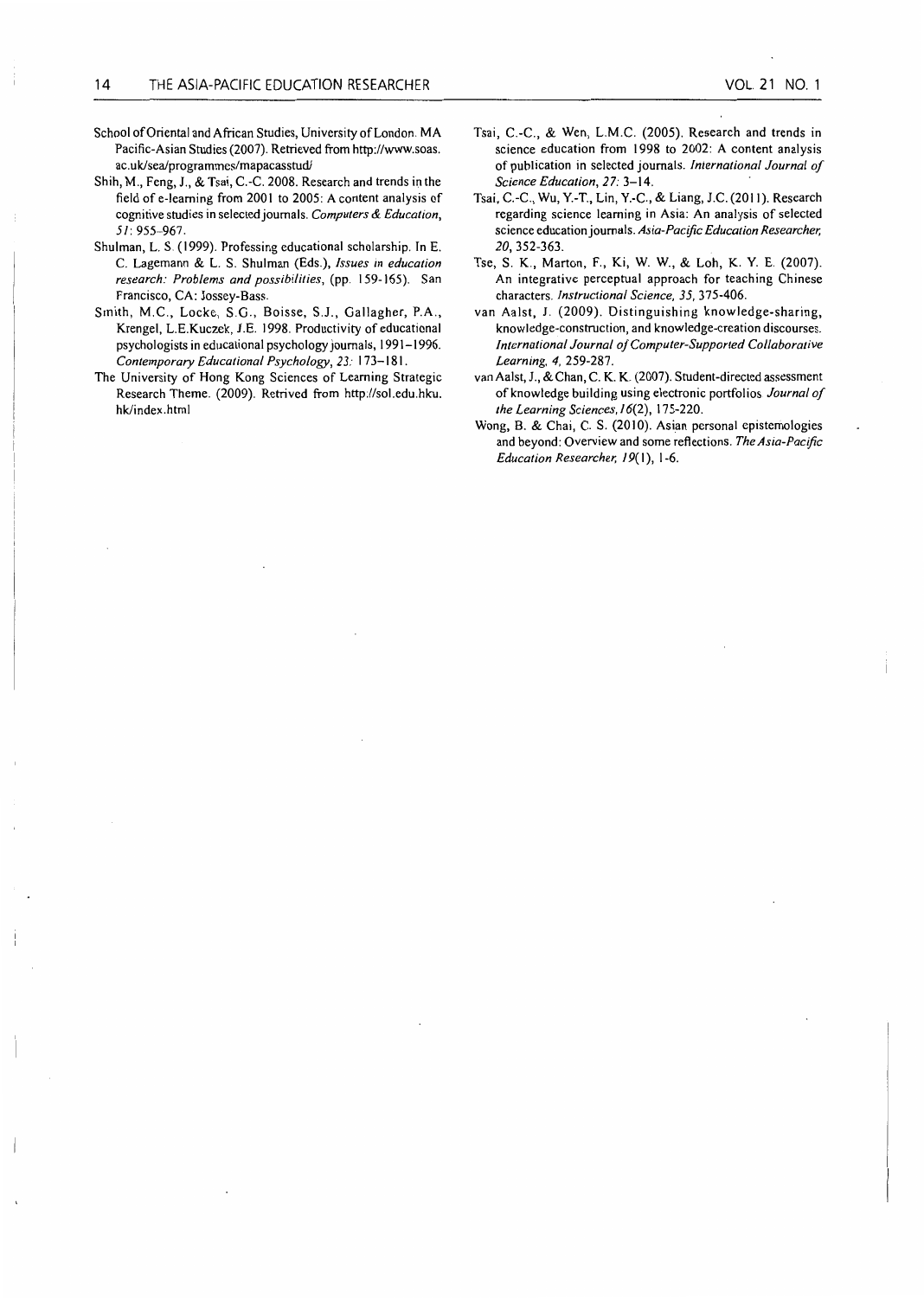School of Oriental and African Studies, University of London. MA Pacific-Asian Studies (2007). Retrieved from http://www.soas.ac.uk/sea/programmes/mapacasstud/

Shih, M., Feng, J., & Tsai, C.-C. 2008. Research and trends in the field of e-learning from 2001 to 2005: A content analysis of cognitive studies in selected journals. *Computers & Education, 51*: 955–967.

Shulman, L. S. (1999). Professing educational scholarship. In E. C. Lagemann & L. S. Shulman (Eds.), *Issues in education research: Problems and possibilities*, (pp. 159-165). San Francisco, CA: Jossey-Bass.

Smith, M.C., Locke, S.G., Boisse, S.J., Gallagher, P.A., Krengel, L.E.Kuczek, J.E. 1998. Productivity of educational psychologists in educational psychology journals, 1991–1996. *Contemporary Educational Psychology, 23:* 173–181.

The University of Hong Kong Sciences of Learning Strategic Research Theme. (2009). Retrived from http://sol.edu.hku.hk/index.html

Tsai, C.-C., & Wen, L.M.C. (2005). Research and trends in science education from 1998 to 2002: A content analysis of publication in selected journals. *International Journal of Science Education, 27:* 3–14.

Tsai, C.-C., Wu, Y.-T., Lin, Y.-C., & Liang, J.C. (2011). Research regarding science learning in Asia: An analysis of selected science education journals. *Asia-Pacific Education Researcher, 20*, 352-363.

Tse, S. K., Marton, F., Ki, W. W., & Loh, K. Y. E. (2007). An integrative perceptual approach for teaching Chinese characters. *Instructional Science, 35*, 375-406.

van Aalst, J. (2009). Distinguishing knowledge-sharing, knowledge-construction, and knowledge-creation discourses. *International Journal of Computer-Supported Collaborative Learning, 4*, 259-287.

van Aalst, J., & Chan, C. K. K. (2007). Student-directed assessment of knowledge building using electronic portfolios *Journal of the Learning Sciences, 16*(2), 175-220.

Wong, B. & Chai, C. S. (2010). Asian personal epistemologies and beyond: Overview and some reflections. *The Asia-Pacific Education Researcher, 19*(1), 1-6.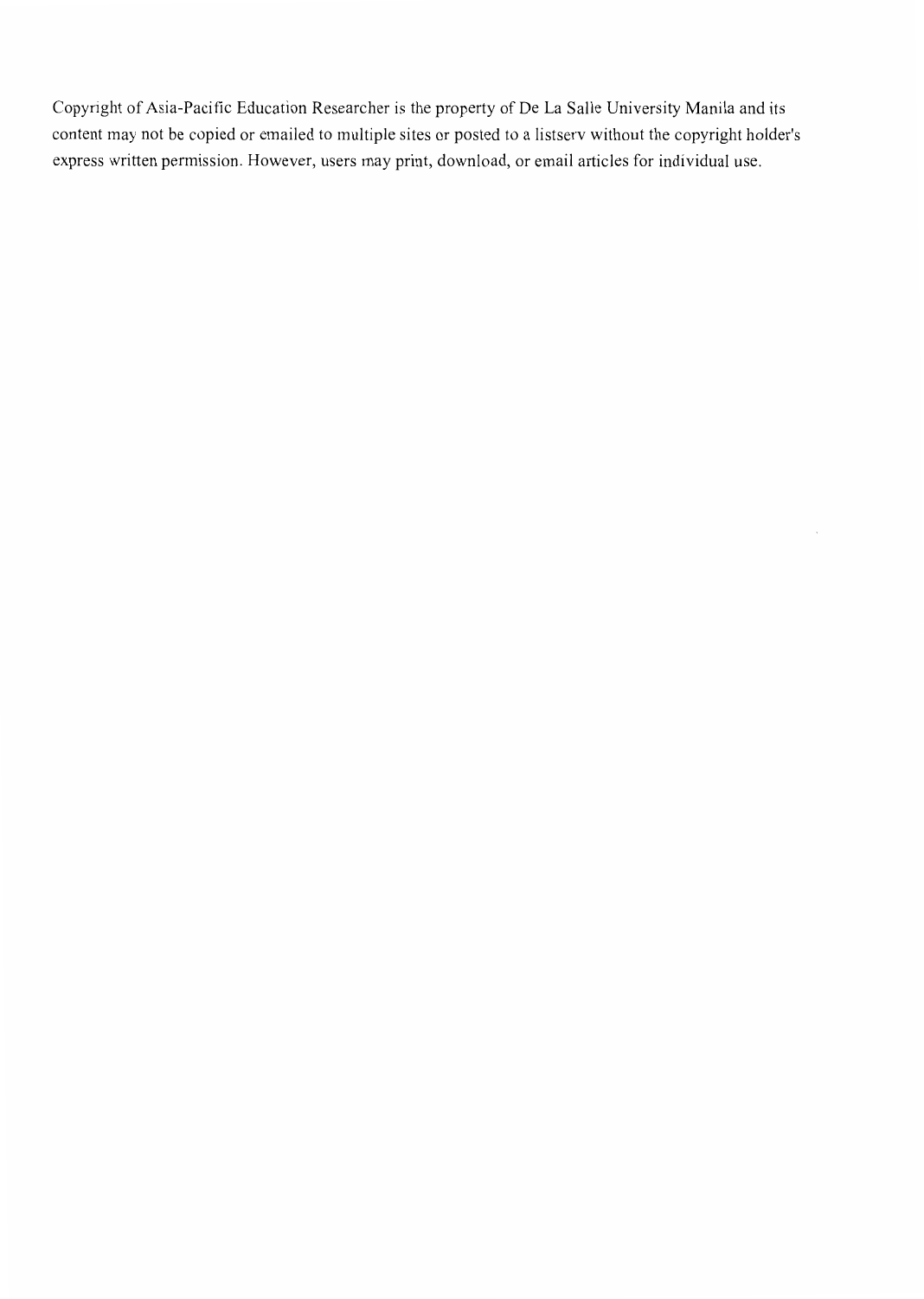Copyright of Asia-Pacific Education Researcher is the property of De La Salle University Manila and its content may not be copied or emailed to multiple sites or posted to a listserv without the copyright holder's express written permission. However, users may print, download, or email articles for individual use.